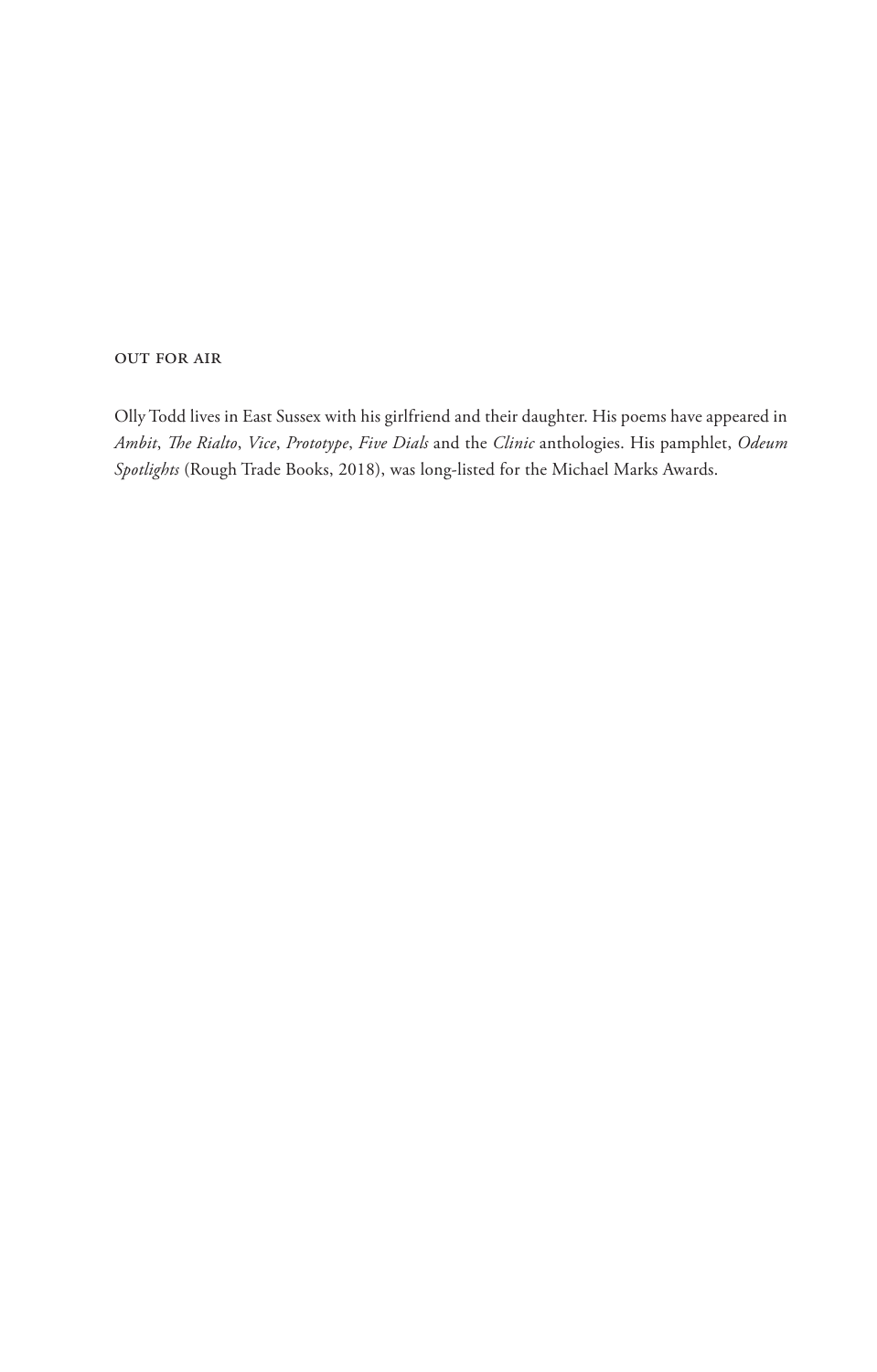OUT FOR AIR

Olly Todd lives in East Sussex with his girlfriend and their daughter. His poems have appeared in *Ambit*, *The Rialto*, *Vice*, *Prototype*, *Five Dials* and the *Clinic* anthologies. His pamphlet, *Odeum Spotlights* (Rough Trade Books, 2018), was long-listed for the Michael Marks Awards.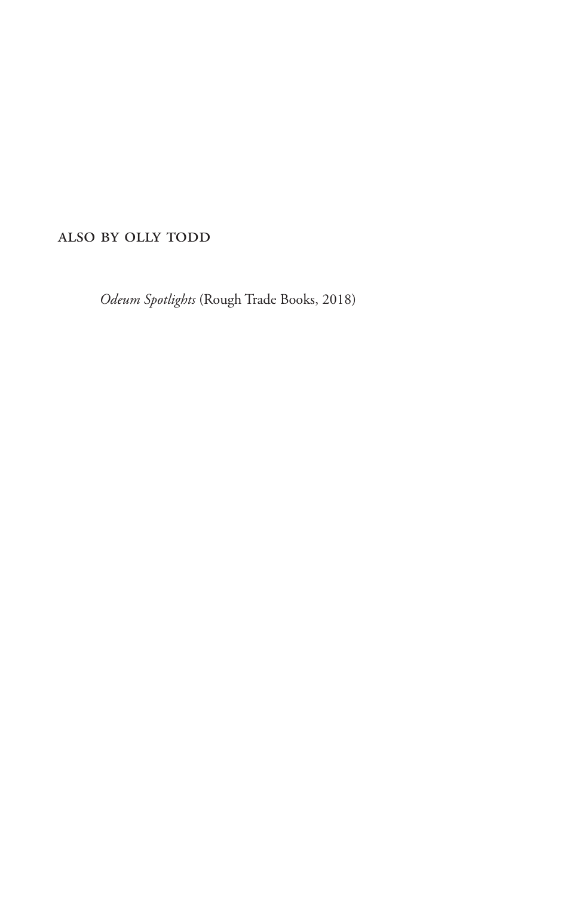ALSO BY OLLY TODD

*Odeum Spotlights* (Rough Trade Books, 2018)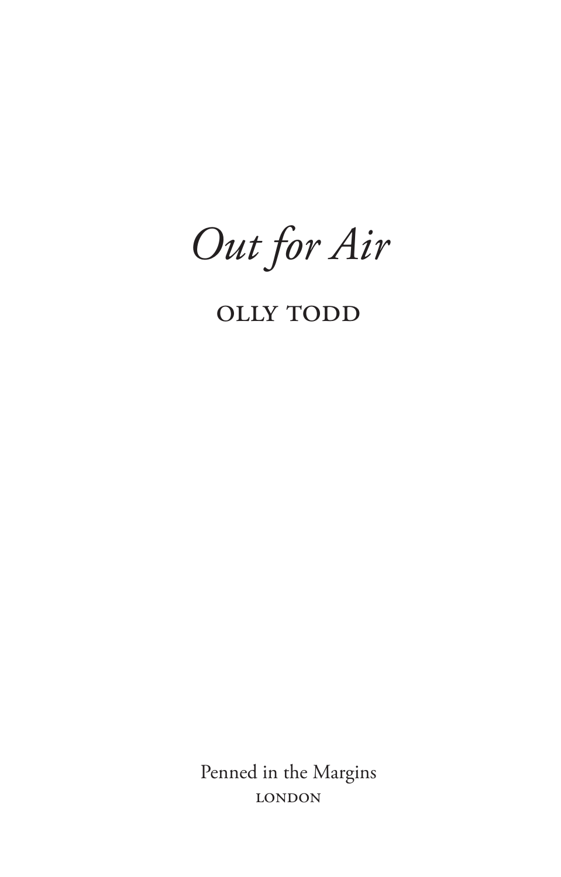# *Out for Air*

OLLY TODD

Penned in the Margins
LONDON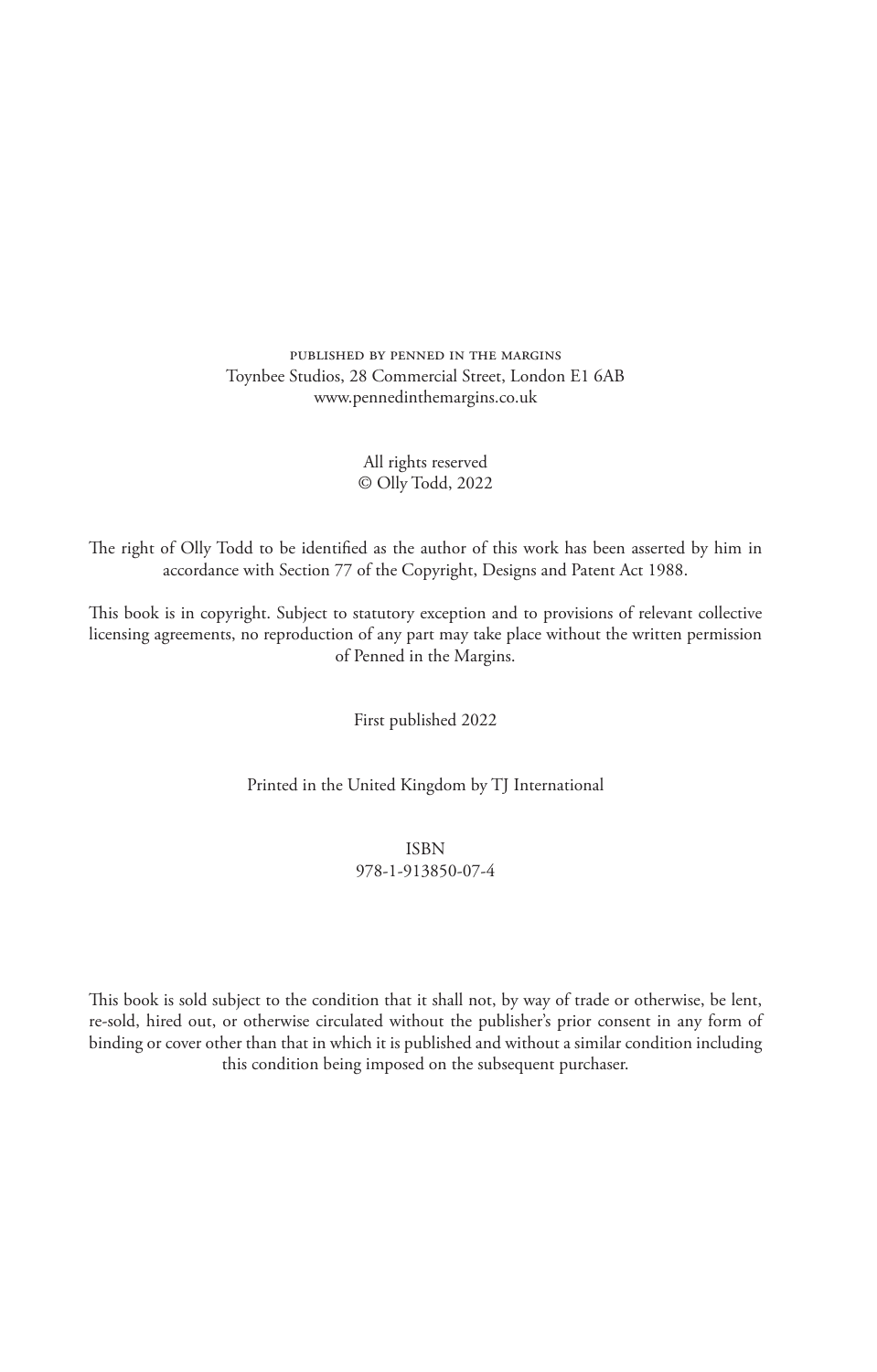PUBLISHED BY PENNED IN THE MARGINS
Toynbee Studios, 28 Commercial Street, London E1 6AB
www.pennedinthemargins.co.uk

All rights reserved
© Olly Todd, 2022

The right of Olly Todd to be identified as the author of this work has been asserted by him in accordance with Section 77 of the Copyright, Designs and Patent Act 1988.

This book is in copyright. Subject to statutory exception and to provisions of relevant collective licensing agreements, no reproduction of any part may take place without the written permission of Penned in the Margins.

First published 2022

Printed in the United Kingdom by TJ International

ISBN
978-1-913850-07-4

This book is sold subject to the condition that it shall not, by way of trade or otherwise, be lent, re-sold, hired out, or otherwise circulated without the publisher's prior consent in any form of binding or cover other than that in which it is published and without a similar condition including this condition being imposed on the subsequent purchaser.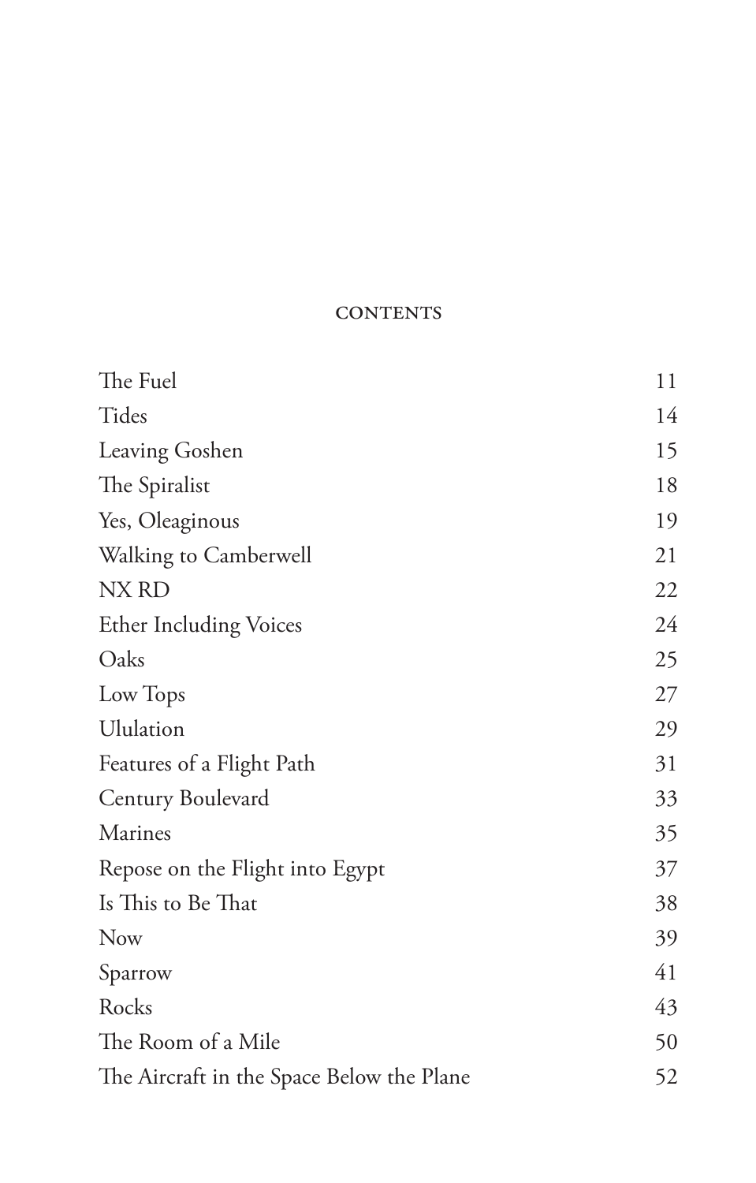## CONTENTS

| | |
|---|---|
| The Fuel | 11 |
| Tides | 14 |
| Leaving Goshen | 15 |
| The Spiralist | 18 |
| Yes, Oleaginous | 19 |
| Walking to Camberwell | 21 |
| NX RD | 22 |
| Ether Including Voices | 24 |
| Oaks | 25 |
| Low Tops | 27 |
| Ululation | 29 |
| Features of a Flight Path | 31 |
| Century Boulevard | 33 |
| Marines | 35 |
| Repose on the Flight into Egypt | 37 |
| Is This to Be That | 38 |
| Now | 39 |
| Sparrow | 41 |
| Rocks | 43 |
| The Room of a Mile | 50 |
| The Aircraft in the Space Below the Plane | 52 |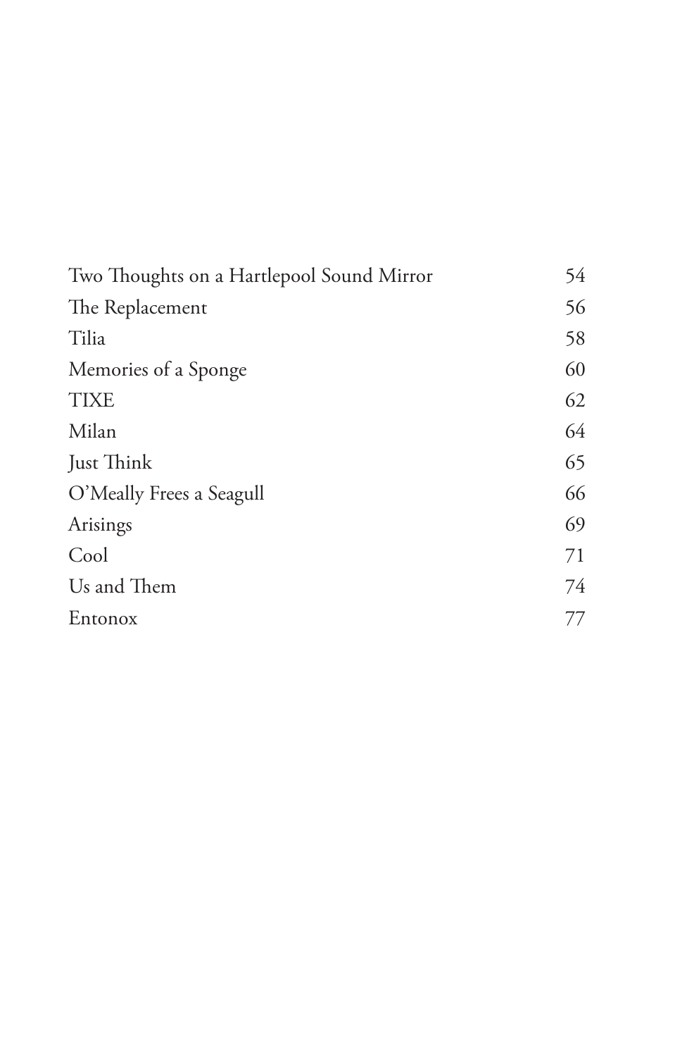| | |
|---|---|
| Two Thoughts on a Hartlepool Sound Mirror | 54 |
| The Replacement | 56 |
| Tilia | 58 |
| Memories of a Sponge | 60 |
| TIXE | 62 |
| Milan | 64 |
| Just Think | 65 |
| O'Meally Frees a Seagull | 66 |
| Arisings | 69 |
| Cool | 71 |
| Us and Them | 74 |
| Entonox | 77 |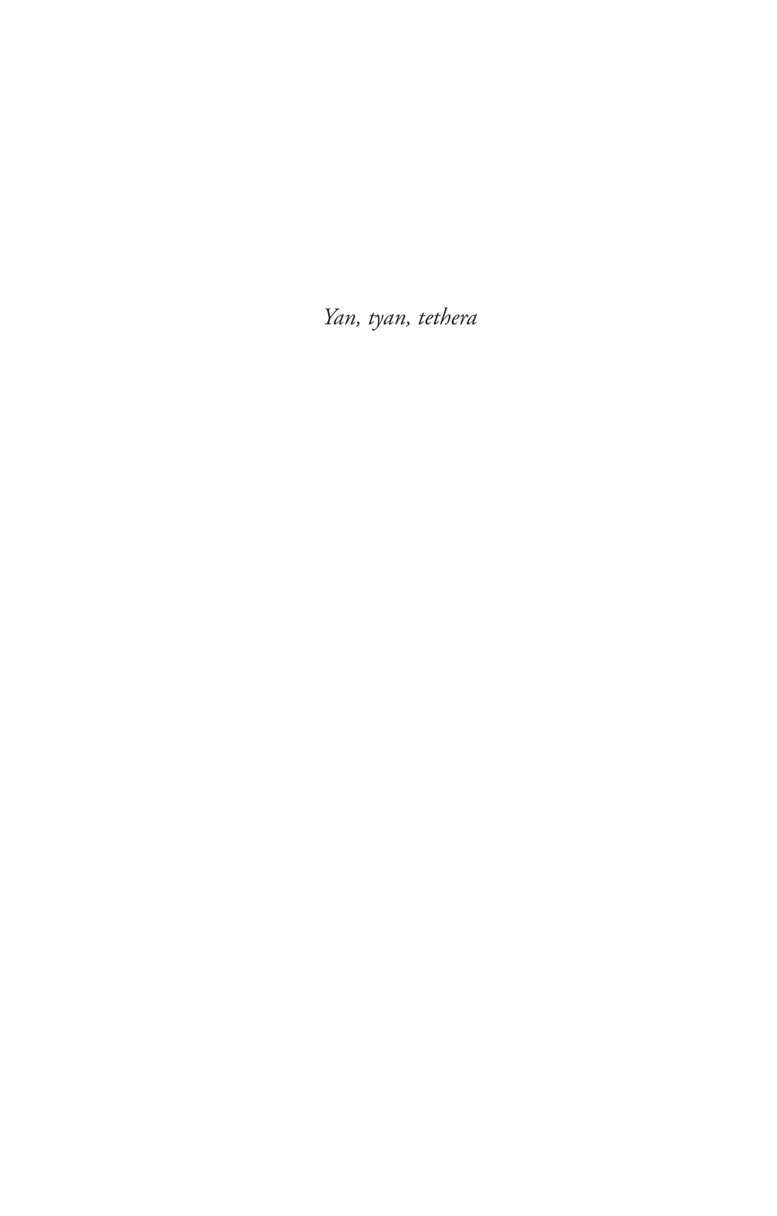*Yan, tyan, tethera*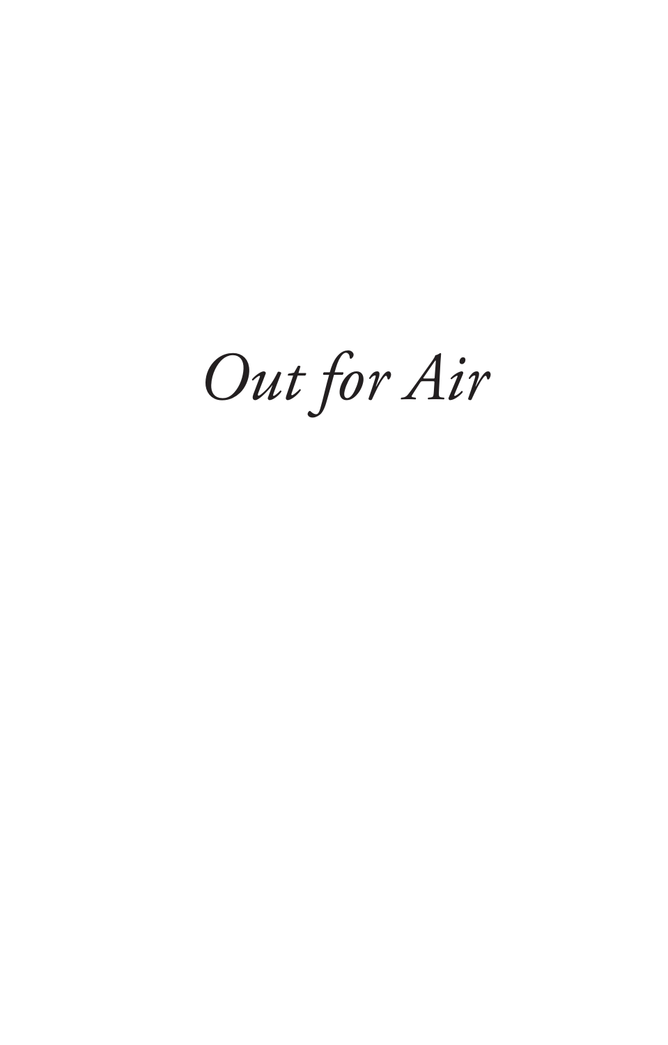*Out for Air*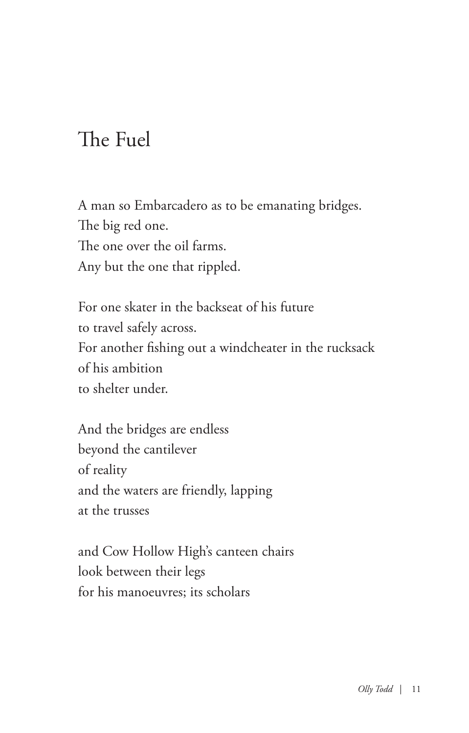# The Fuel

A man so Embarcadero as to be emanating bridges.  
The big red one.  
The one over the oil farms.  
Any but the one that rippled.

For one skater in the backseat of his future  
to travel safely across.  
For another fishing out a windcheater in the rucksack  
of his ambition  
to shelter under.

And the bridges are endless  
beyond the cantilever  
of reality  
and the waters are friendly, lapping  
at the trusses

and Cow Hollow High's canteen chairs  
look between their legs  
for his manoeuvres; its scholars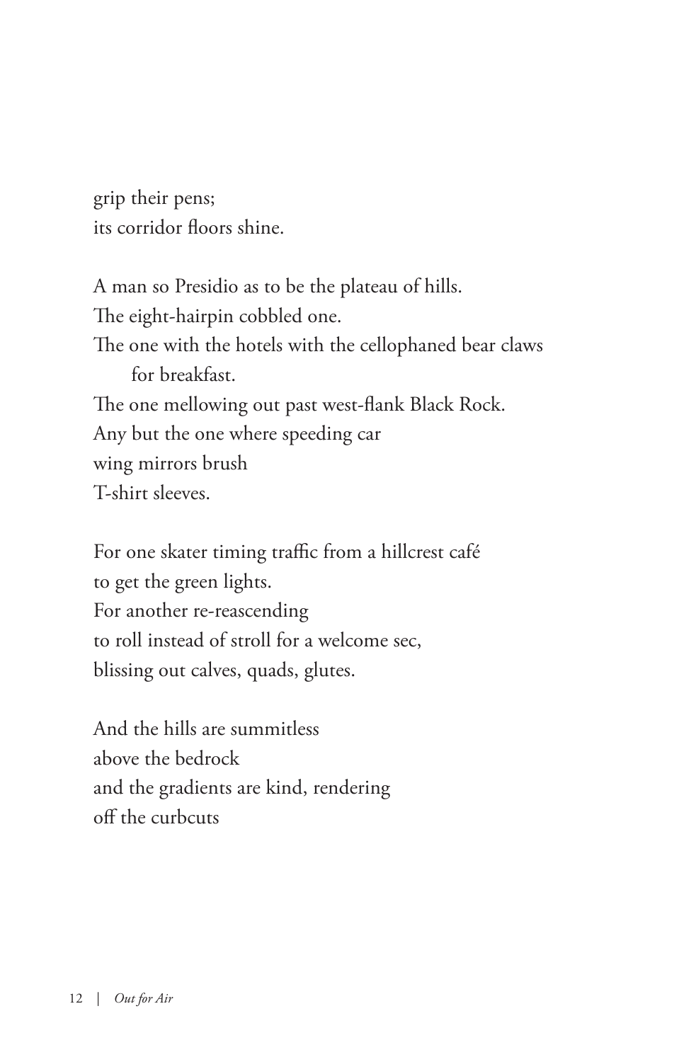grip their pens;  
its corridor floors shine.

A man so Presidio as to be the plateau of hills.  
The eight-hairpin cobbled one.  
The one with the hotels with the cellophaned bear claws  
    for breakfast.  
The one mellowing out past west-flank Black Rock.  
Any but the one where speeding car  
wing mirrors brush  
T-shirt sleeves.

For one skater timing traffic from a hillcrest café  
to get the green lights.  
For another re-reascending  
to roll instead of stroll for a welcome sec,  
blissing out calves, quads, glutes.

And the hills are summitless  
above the bedrock  
and the gradients are kind, rendering  
off the curbcuts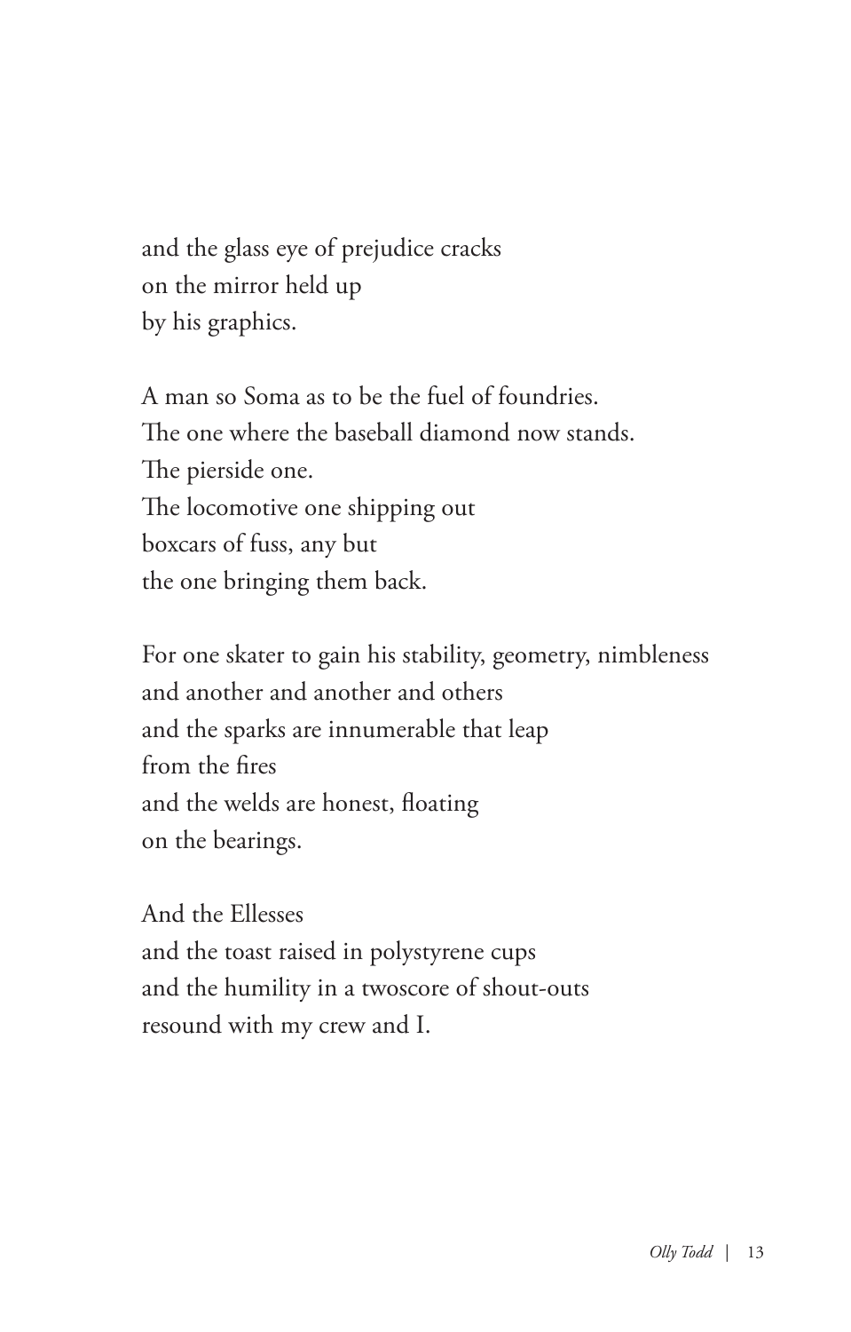and the glass eye of prejudice cracks
on the mirror held up
by his graphics.

A man so Soma as to be the fuel of foundries.
The one where the baseball diamond now stands.
The pierside one.
The locomotive one shipping out
boxcars of fuss, any but
the one bringing them back.

For one skater to gain his stability, geometry, nimbleness
and another and another and others
and the sparks are innumerable that leap
from the fires
and the welds are honest, floating
on the bearings.

And the Ellesses
and the toast raised in polystyrene cups
and the humility in a twoscore of shout-outs
resound with my crew and I.